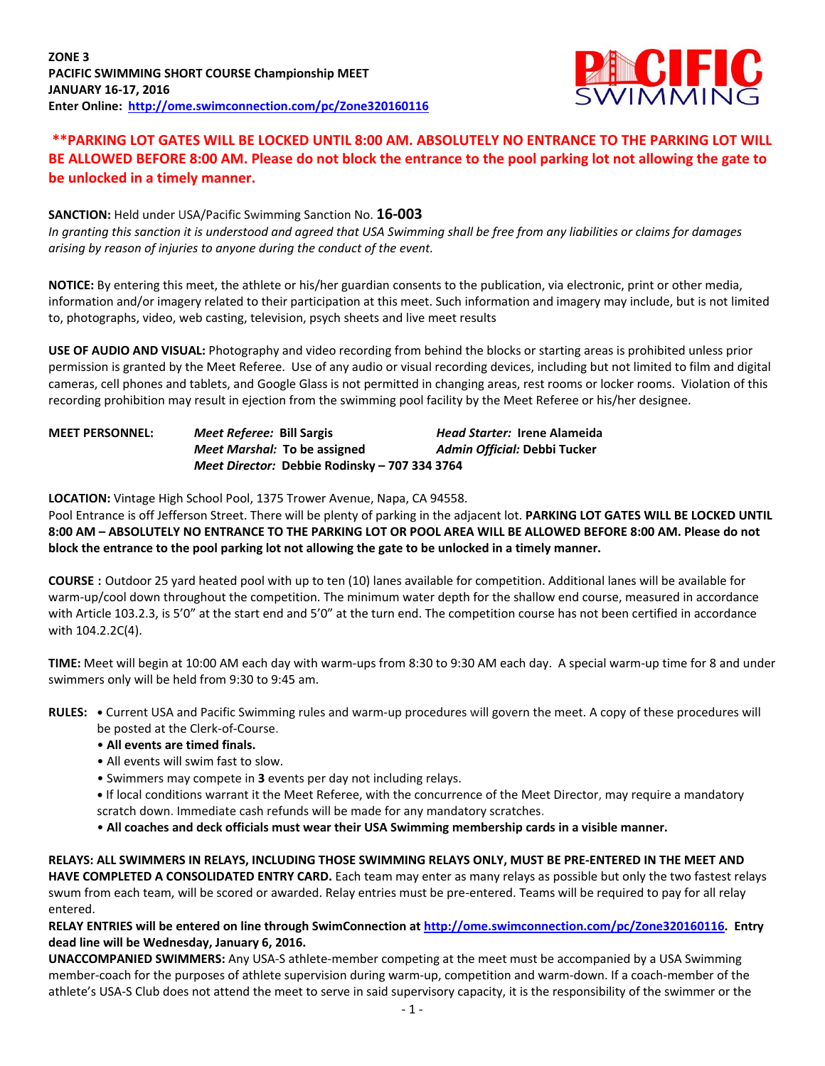**ZONE 3**
**PACIFIC SWIMMING SHORT COURSE Championship MEET**
**JANUARY 16-17, 2016**
**Enter Online: http://ome.swimconnection.com/pc/Zone320160116**

**\*\*PARKING LOT GATES WILL BE LOCKED UNTIL 8:00 AM. ABSOLUTELY NO ENTRANCE TO THE PARKING LOT WILL BE ALLOWED BEFORE 8:00 AM. Please do not block the entrance to the pool parking lot not allowing the gate to be unlocked in a timely manner.**

**SANCTION:** Held under USA/Pacific Swimming Sanction No. **16-003**
*In granting this sanction it is understood and agreed that USA Swimming shall be free from any liabilities or claims for damages arising by reason of injuries to anyone during the conduct of the event.*

**NOTICE:** By entering this meet, the athlete or his/her guardian consents to the publication, via electronic, print or other media, information and/or imagery related to their participation at this meet. Such information and imagery may include, but is not limited to, photographs, video, web casting, television, psych sheets and live meet results

**USE OF AUDIO AND VISUAL:** Photography and video recording from behind the blocks or starting areas is prohibited unless prior permission is granted by the Meet Referee. Use of any audio or visual recording devices, including but not limited to film and digital cameras, cell phones and tablets, and Google Glass is not permitted in changing areas, rest rooms or locker rooms. Violation of this recording prohibition may result in ejection from the swimming pool facility by the Meet Referee or his/her designee.

**MEET PERSONNEL:**
*Meet Referee:* **Bill Sargis**
*Head Starter:* **Irene Alameida**
*Meet Marshal:* **To be assigned**
*Admin Official:* **Debbi Tucker**
*Meet Director:* **Debbie Rodinsky – 707 334 3764**

**LOCATION:** Vintage High School Pool, 1375 Trower Avenue, Napa, CA 94558.
Pool Entrance is off Jefferson Street. There will be plenty of parking in the adjacent lot. **PARKING LOT GATES WILL BE LOCKED UNTIL 8:00 AM – ABSOLUTELY NO ENTRANCE TO THE PARKING LOT OR POOL AREA WILL BE ALLOWED BEFORE 8:00 AM. Please do not block the entrance to the pool parking lot not allowing the gate to be unlocked in a timely manner.**

**COURSE :** Outdoor 25 yard heated pool with up to ten (10) lanes available for competition. Additional lanes will be available for warm-up/cool down throughout the competition. The minimum water depth for the shallow end course, measured in accordance with Article 103.2.3, is 5'0" at the start end and 5'0" at the turn end. The competition course has not been certified in accordance with 104.2.2C(4).

**TIME:** Meet will begin at 10:00 AM each day with warm-ups from 8:30 to 9:30 AM each day. A special warm-up time for 8 and under swimmers only will be held from 9:30 to 9:45 am.

**RULES:**
- Current USA and Pacific Swimming rules and warm-up procedures will govern the meet. A copy of these procedures will be posted at the Clerk-of-Course.
- **All events are timed finals.**
- All events will swim fast to slow.
- Swimmers may compete in **3** events per day not including relays.
- If local conditions warrant it the Meet Referee, with the concurrence of the Meet Director, may require a mandatory scratch down. Immediate cash refunds will be made for any mandatory scratches.
- **All coaches and deck officials must wear their USA Swimming membership cards in a visible manner.**

**RELAYS: ALL SWIMMERS IN RELAYS, INCLUDING THOSE SWIMMING RELAYS ONLY, MUST BE PRE-ENTERED IN THE MEET AND HAVE COMPLETED A CONSOLIDATED ENTRY CARD.** Each team may enter as many relays as possible but only the two fastest relays swum from each team, will be scored or awarded. Relay entries must be pre-entered. Teams will be required to pay for all relay entered.

**RELAY ENTRIES will be entered on line through SwimConnection at http://ome.swimconnection.com/pc/Zone320160116. Entry dead line will be Wednesday, January 6, 2016.**

**UNACCOMPANIED SWIMMERS:** Any USA-S athlete-member competing at the meet must be accompanied by a USA Swimming member-coach for the purposes of athlete supervision during warm-up, competition and warm-down. If a coach-member of the athlete's USA-S Club does not attend the meet to serve in said supervisory capacity, it is the responsibility of the swimmer or the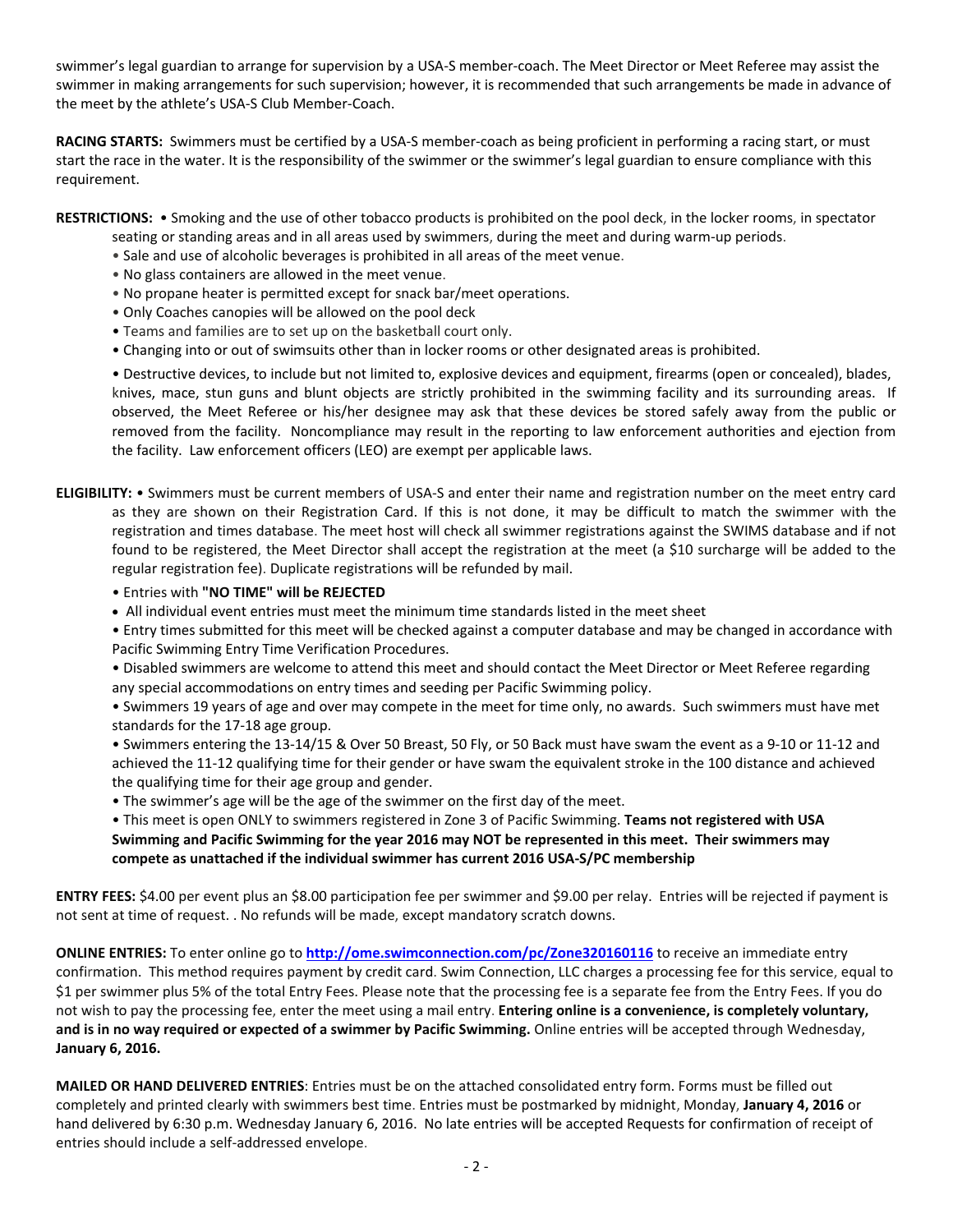swimmer's legal guardian to arrange for supervision by a USA-S member-coach. The Meet Director or Meet Referee may assist the swimmer in making arrangements for such supervision; however, it is recommended that such arrangements be made in advance of the meet by the athlete's USA-S Club Member-Coach.

**RACING STARTS:** Swimmers must be certified by a USA-S member-coach as being proficient in performing a racing start, or must start the race in the water. It is the responsibility of the swimmer or the swimmer's legal guardian to ensure compliance with this requirement.

**RESTRICTIONS:** • Smoking and the use of other tobacco products is prohibited on the pool deck, in the locker rooms, in spectator seating or standing areas and in all areas used by swimmers, during the meet and during warm-up periods.

- Sale and use of alcoholic beverages is prohibited in all areas of the meet venue.
- No glass containers are allowed in the meet venue.
- No propane heater is permitted except for snack bar/meet operations.
- Only Coaches canopies will be allowed on the pool deck
- Teams and families are to set up on the basketball court only.
- Changing into or out of swimsuits other than in locker rooms or other designated areas is prohibited.
- Destructive devices, to include but not limited to, explosive devices and equipment, firearms (open or concealed), blades, knives, mace, stun guns and blunt objects are strictly prohibited in the swimming facility and its surrounding areas. If observed, the Meet Referee or his/her designee may ask that these devices be stored safely away from the public or removed from the facility. Noncompliance may result in the reporting to law enforcement authorities and ejection from the facility. Law enforcement officers (LEO) are exempt per applicable laws.

**ELIGIBILITY:** • Swimmers must be current members of USA-S and enter their name and registration number on the meet entry card as they are shown on their Registration Card. If this is not done, it may be difficult to match the swimmer with the registration and times database. The meet host will check all swimmer registrations against the SWIMS database and if not found to be registered, the Meet Director shall accept the registration at the meet (a $10 surcharge will be added to the regular registration fee). Duplicate registrations will be refunded by mail.

- Entries with **"NO TIME" will be REJECTED**
- All individual event entries must meet the minimum time standards listed in the meet sheet
- Entry times submitted for this meet will be checked against a computer database and may be changed in accordance with Pacific Swimming Entry Time Verification Procedures.
- Disabled swimmers are welcome to attend this meet and should contact the Meet Director or Meet Referee regarding any special accommodations on entry times and seeding per Pacific Swimming policy.
- Swimmers 19 years of age and over may compete in the meet for time only, no awards. Such swimmers must have met standards for the 17-18 age group.
- Swimmers entering the 13-14/15 & Over 50 Breast, 50 Fly, or 50 Back must have swam the event as a 9-10 or 11-12 and achieved the 11-12 qualifying time for their gender or have swam the equivalent stroke in the 100 distance and achieved the qualifying time for their age group and gender.
- The swimmer's age will be the age of the swimmer on the first day of the meet.
- This meet is open ONLY to swimmers registered in Zone 3 of Pacific Swimming. **Teams not registered with USA Swimming and Pacific Swimming for the year 2016 may NOT be represented in this meet. Their swimmers may compete as unattached if the individual swimmer has current 2016 USA-S/PC membership**

**ENTRY FEES:** $4.00 per event plus an $8.00 participation fee per swimmer and $9.00 per relay. Entries will be rejected if payment is not sent at time of request. . No refunds will be made, except mandatory scratch downs.

**ONLINE ENTRIES:** To enter online go to **http://ome.swimconnection.com/pc/Zone320160116** to receive an immediate entry confirmation. This method requires payment by credit card. Swim Connection, LLC charges a processing fee for this service, equal to $1 per swimmer plus 5% of the total Entry Fees. Please note that the processing fee is a separate fee from the Entry Fees. If you do not wish to pay the processing fee, enter the meet using a mail entry. **Entering online is a convenience, is completely voluntary, and is in no way required or expected of a swimmer by Pacific Swimming.** Online entries will be accepted through Wednesday, **January 6, 2016.**

**MAILED OR HAND DELIVERED ENTRIES**: Entries must be on the attached consolidated entry form. Forms must be filled out completely and printed clearly with swimmers best time. Entries must be postmarked by midnight, Monday, **January 4, 2016** or hand delivered by 6:30 p.m. Wednesday January 6, 2016. No late entries will be accepted Requests for confirmation of receipt of entries should include a self-addressed envelope.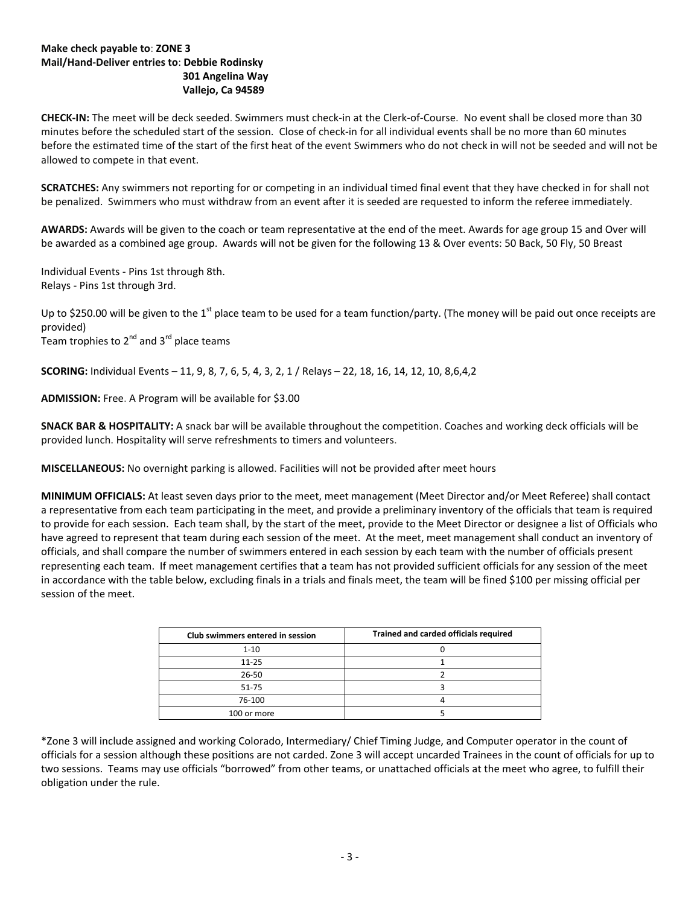**Make check payable to**: **ZONE 3**
**Mail/Hand-Deliver entries to**: **Debbie Rodinsky**
**301 Angelina Way**
**Vallejo, Ca 94589**

**CHECK-IN:** The meet will be deck seeded. Swimmers must check-in at the Clerk-of-Course. No event shall be closed more than 30 minutes before the scheduled start of the session. Close of check-in for all individual events shall be no more than 60 minutes before the estimated time of the start of the first heat of the event Swimmers who do not check in will not be seeded and will not be allowed to compete in that event.

**SCRATCHES:** Any swimmers not reporting for or competing in an individual timed final event that they have checked in for shall not be penalized. Swimmers who must withdraw from an event after it is seeded are requested to inform the referee immediately.

**AWARDS:** Awards will be given to the coach or team representative at the end of the meet. Awards for age group 15 and Over will be awarded as a combined age group. Awards will not be given for the following 13 & Over events: 50 Back, 50 Fly, 50 Breast

Individual Events - Pins 1st through 8th.
Relays - Pins 1st through 3rd.

Up to $250.00 will be given to the 1st place team to be used for a team function/party. (The money will be paid out once receipts are provided)
Team trophies to 2nd and 3rd place teams

**SCORING:** Individual Events – 11, 9, 8, 7, 6, 5, 4, 3, 2, 1 / Relays – 22, 18, 16, 14, 12, 10, 8,6,4,2

**ADMISSION:** Free. A Program will be available for $3.00

**SNACK BAR & HOSPITALITY:** A snack bar will be available throughout the competition. Coaches and working deck officials will be provided lunch. Hospitality will serve refreshments to timers and volunteers.

**MISCELLANEOUS:** No overnight parking is allowed. Facilities will not be provided after meet hours

**MINIMUM OFFICIALS:** At least seven days prior to the meet, meet management (Meet Director and/or Meet Referee) shall contact a representative from each team participating in the meet, and provide a preliminary inventory of the officials that team is required to provide for each session. Each team shall, by the start of the meet, provide to the Meet Director or designee a list of Officials who have agreed to represent that team during each session of the meet. At the meet, meet management shall conduct an inventory of officials, and shall compare the number of swimmers entered in each session by each team with the number of officials present representing each team. If meet management certifies that a team has not provided sufficient officials for any session of the meet in accordance with the table below, excluding finals in a trials and finals meet, the team will be fined $100 per missing official per session of the meet.

| Club swimmers entered in session | Trained and carded officials required |
|---|---|
| 1-10 | 0 |
| 11-25 | 1 |
| 26-50 | 2 |
| 51-75 | 3 |
| 76-100 | 4 |
| 100 or more | 5 |

*Zone 3 will include assigned and working Colorado, Intermediary/ Chief Timing Judge, and Computer operator in the count of officials for a session although these positions are not carded. Zone 3 will accept uncarded Trainees in the count of officials for up to two sessions. Teams may use officials "borrowed" from other teams, or unattached officials at the meet who agree, to fulfill their obligation under the rule.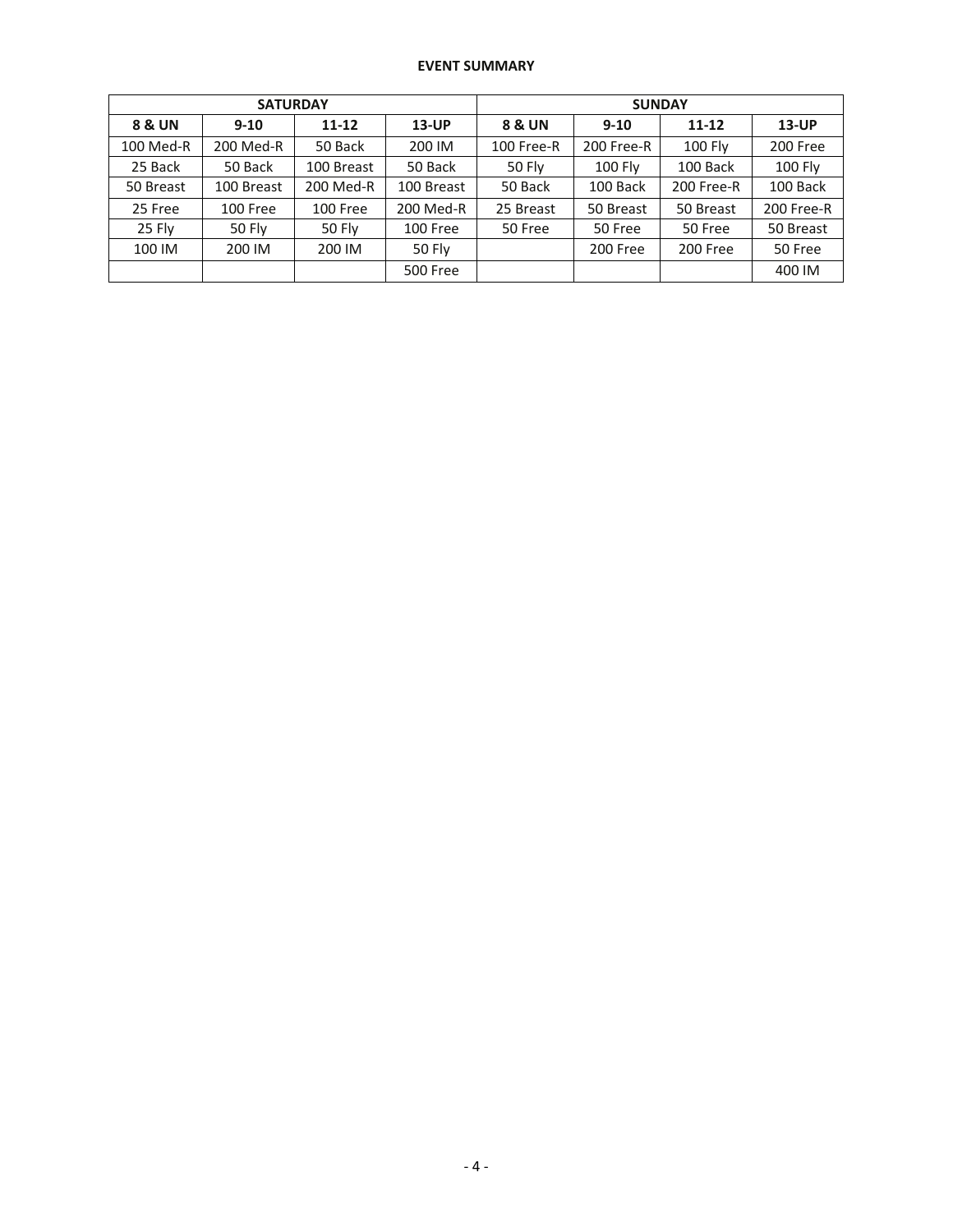**EVENT SUMMARY**

| SATURDAY | | | | SUNDAY | | | |
|---|---|---|---|---|---|---|---|
| **8 & UN** | **9-10** | **11-12** | **13-UP** | **8 & UN** | **9-10** | **11-12** | **13-UP** |
| 100 Med-R | 200 Med-R | 50 Back | 200 IM | 100 Free-R | 200 Free-R | 100 Fly | 200 Free |
| 25 Back | 50 Back | 100 Breast | 50 Back | 50 Fly | 100 Fly | 100 Back | 100 Fly |
| 50 Breast | 100 Breast | 200 Med-R | 100 Breast | 50 Back | 100 Back | 200 Free-R | 100 Back |
| 25 Free | 100 Free | 100 Free | 200 Med-R | 25 Breast | 50 Breast | 50 Breast | 200 Free-R |
| 25 Fly | 50 Fly | 50 Fly | 100 Free | 50 Free | 50 Free | 50 Free | 50 Breast |
| 100 IM | 200 IM | 200 IM | 50 Fly | | 200 Free | 200 Free | 50 Free |
| | | | 500 Free | | | | 400 IM |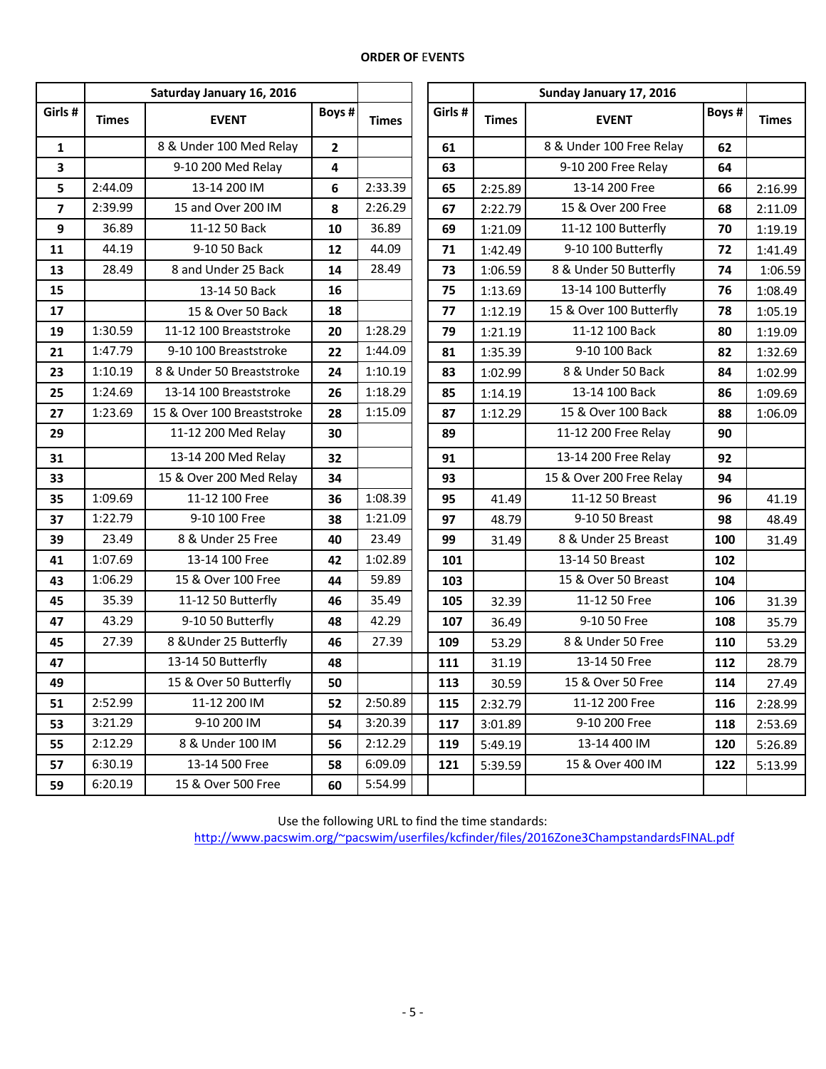**ORDER OF EVENTS**

| Girls # | Times | Saturday January 16, 2016<br>EVENT | Boys # | Times | | Girls # | Times | Sunday January 17, 2016<br>EVENT | Boys # | Times |
|---|---|---|---|---|---|---|---|---|---|---|
| 1 | | 8 & Under 100 Med Relay | 2 | | | 61 | | 8 & Under 100 Free Relay | 62 | |
| 3 | | 9-10 200 Med Relay | 4 | | | 63 | | 9-10 200 Free Relay | 64 | |
| 5 | 2:44.09 | 13-14 200 IM | 6 | 2:33.39 | | 65 | 2:25.89 | 13-14 200 Free | 66 | 2:16.99 |
| 7 | 2:39.99 | 15 and Over 200 IM | 8 | 2:26.29 | | 67 | 2:22.79 | 15 & Over 200 Free | 68 | 2:11.09 |
| 9 | 36.89 | 11-12 50 Back | 10 | 36.89 | | 69 | 1:21.09 | 11-12 100 Butterfly | 70 | 1:19.19 |
| 11 | 44.19 | 9-10 50 Back | 12 | 44.09 | | 71 | 1:42.49 | 9-10 100 Butterfly | 72 | 1:41.49 |
| 13 | 28.49 | 8 and Under 25 Back | 14 | 28.49 | | 73 | 1:06.59 | 8 & Under 50 Butterfly | 74 | 1:06.59 |
| 15 | | 13-14 50 Back | 16 | | | 75 | 1:13.69 | 13-14 100 Butterfly | 76 | 1:08.49 |
| 17 | | 15 & Over 50 Back | 18 | | | 77 | 1:12.19 | 15 & Over 100 Butterfly | 78 | 1:05.19 |
| 19 | 1:30.59 | 11-12 100 Breaststroke | 20 | 1:28.29 | | 79 | 1:21.19 | 11-12 100 Back | 80 | 1:19.09 |
| 21 | 1:47.79 | 9-10 100 Breaststroke | 22 | 1:44.09 | | 81 | 1:35.39 | 9-10 100 Back | 82 | 1:32.69 |
| 23 | 1:10.19 | 8 & Under 50 Breaststroke | 24 | 1:10.19 | | 83 | 1:02.99 | 8 & Under 50 Back | 84 | 1:02.99 |
| 25 | 1:24.69 | 13-14 100 Breaststroke | 26 | 1:18.29 | | 85 | 1:14.19 | 13-14 100 Back | 86 | 1:09.69 |
| 27 | 1:23.69 | 15 & Over 100 Breaststroke | 28 | 1:15.09 | | 87 | 1:12.29 | 15 & Over 100 Back | 88 | 1:06.09 |
| 29 | | 11-12 200 Med Relay | 30 | | | 89 | | 11-12 200 Free Relay | 90 | |
| 31 | | 13-14 200 Med Relay | 32 | | | 91 | | 13-14 200 Free Relay | 92 | |
| 33 | | 15 & Over 200 Med Relay | 34 | | | 93 | | 15 & Over 200 Free Relay | 94 | |
| 35 | 1:09.69 | 11-12 100 Free | 36 | 1:08.39 | | 95 | 41.49 | 11-12 50 Breast | 96 | 41.19 |
| 37 | 1:22.79 | 9-10 100 Free | 38 | 1:21.09 | | 97 | 48.79 | 9-10 50 Breast | 98 | 48.49 |
| 39 | 23.49 | 8 & Under 25 Free | 40 | 23.49 | | 99 | 31.49 | 8 & Under 25 Breast | 100 | 31.49 |
| 41 | 1:07.69 | 13-14 100 Free | 42 | 1:02.89 | | 101 | | 13-14 50 Breast | 102 | |
| 43 | 1:06.29 | 15 & Over 100 Free | 44 | 59.89 | | 103 | | 15 & Over 50 Breast | 104 | |
| 45 | 35.39 | 11-12 50 Butterfly | 46 | 35.49 | | 105 | 32.39 | 11-12 50 Free | 106 | 31.39 |
| 47 | 43.29 | 9-10 50 Butterfly | 48 | 42.29 | | 107 | 36.49 | 9-10 50 Free | 108 | 35.79 |
| 45 | 27.39 | 8 &Under 25 Butterfly | 46 | 27.39 | | 109 | 53.29 | 8 & Under 50 Free | 110 | 53.29 |
| 47 | | 13-14 50 Butterfly | 48 | | | 111 | 31.19 | 13-14 50 Free | 112 | 28.79 |
| 49 | | 15 & Over 50 Butterfly | 50 | | | 113 | 30.59 | 15 & Over 50 Free | 114 | 27.49 |
| 51 | 2:52.99 | 11-12 200 IM | 52 | 2:50.89 | | 115 | 2:32.79 | 11-12 200 Free | 116 | 2:28.99 |
| 53 | 3:21.29 | 9-10 200 IM | 54 | 3:20.39 | | 117 | 3:01.89 | 9-10 200 Free | 118 | 2:53.69 |
| 55 | 2:12.29 | 8 & Under 100 IM | 56 | 2:12.29 | | 119 | 5:49.19 | 13-14 400 IM | 120 | 5:26.89 |
| 57 | 6:30.19 | 13-14 500 Free | 58 | 6:09.09 | | 121 | 5:39.59 | 15 & Over 400 IM | 122 | 5:13.99 |
| 59 | 6:20.19 | 15 & Over 500 Free | 60 | 5:54.99 | | | | | | |

Use the following URL to find the time standards:
http://www.pacswim.org/~pacswim/userfiles/kcfinder/files/2016Zone3ChampstandardsFINAL.pdf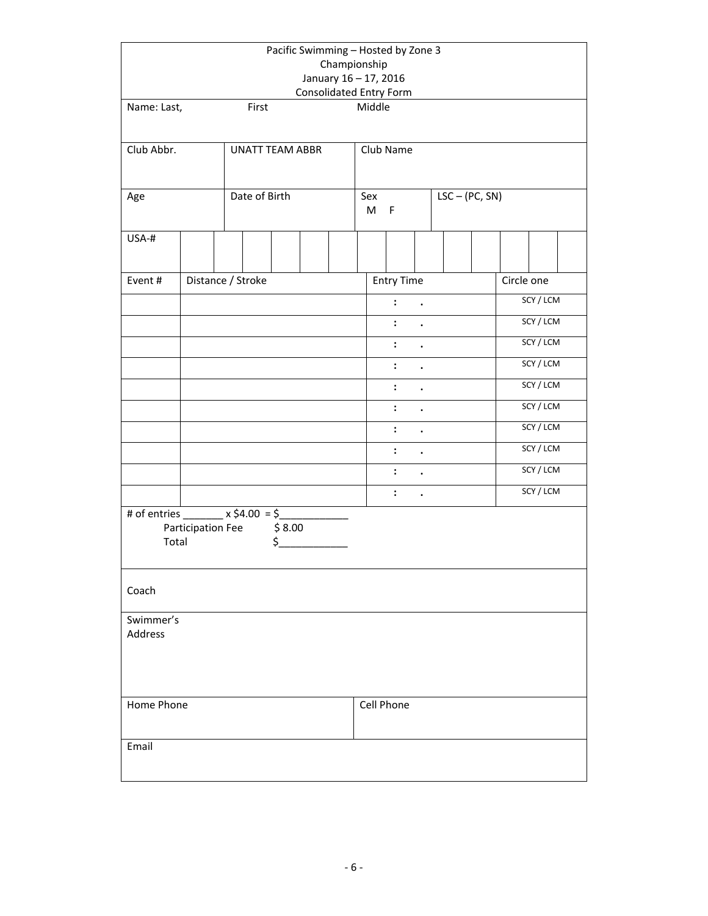Pacific Swimming – Hosted by Zone 3
Championship
January 16 – 17, 2016
Consolidated Entry Form

| Name: Last, | First | Middle |
| --- | --- | --- |
| | | |

| Club Abbr. | UNATT TEAM ABBR | Club Name |
| --- | --- | --- |
| | | |

| Age | Date of Birth | Sex M F | LSC – (PC, SN) |
| --- | --- | --- | --- |
| | | | |

| USA-# | | | | | | | | | | | | | | |
| --- | --- | --- | --- | --- | --- | --- | --- | --- | --- | --- | --- | --- | --- | --- |

| Event # | Distance / Stroke | Entry Time | Circle one |
| --- | --- | --- | --- |
| | | : . | SCY / LCM |
| | | : . | SCY / LCM |
| | | : . | SCY / LCM |
| | | : . | SCY / LCM |
| | | : . | SCY / LCM |
| | | : . | SCY / LCM |
| | | : . | SCY / LCM |
| | | : . | SCY / LCM |
| | | : . | SCY / LCM |
| | | : . | SCY / LCM |

# of entries _______ x $4.00 = $____________
Participation Fee $ 8.00
Total $____________

Coach

Swimmer's Address

| Home Phone | Cell Phone |
| --- | --- |
| | |

Email